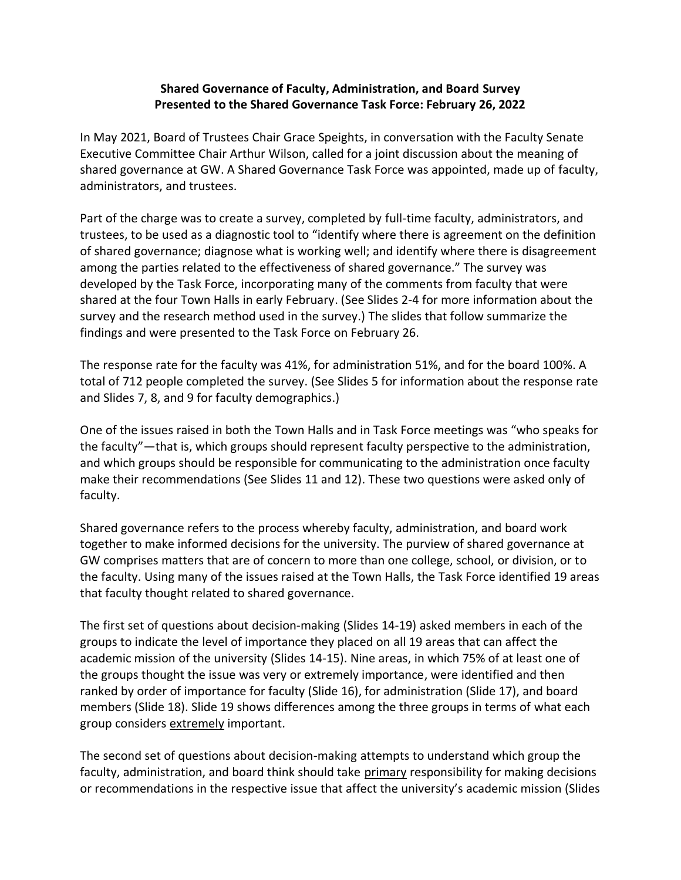**Shared Governance of Faculty, Administration, and Board Survey**
**Presented to the Shared Governance Task Force: February 26, 2022**

In May 2021, Board of Trustees Chair Grace Speights, in conversation with the Faculty Senate Executive Committee Chair Arthur Wilson, called for a joint discussion about the meaning of shared governance at GW. A Shared Governance Task Force was appointed, made up of faculty, administrators, and trustees.

Part of the charge was to create a survey, completed by full-time faculty, administrators, and trustees, to be used as a diagnostic tool to "identify where there is agreement on the definition of shared governance; diagnose what is working well; and identify where there is disagreement among the parties related to the effectiveness of shared governance." The survey was developed by the Task Force, incorporating many of the comments from faculty that were shared at the four Town Halls in early February. (See Slides 2-4 for more information about the survey and the research method used in the survey.) The slides that follow summarize the findings and were presented to the Task Force on February 26.

The response rate for the faculty was 41%, for administration 51%, and for the board 100%. A total of 712 people completed the survey. (See Slides 5 for information about the response rate and Slides 7, 8, and 9 for faculty demographics.)

One of the issues raised in both the Town Halls and in Task Force meetings was "who speaks for the faculty"—that is, which groups should represent faculty perspective to the administration, and which groups should be responsible for communicating to the administration once faculty make their recommendations (See Slides 11 and 12). These two questions were asked only of faculty.

Shared governance refers to the process whereby faculty, administration, and board work together to make informed decisions for the university. The purview of shared governance at GW comprises matters that are of concern to more than one college, school, or division, or to the faculty. Using many of the issues raised at the Town Halls, the Task Force identified 19 areas that faculty thought related to shared governance.

The first set of questions about decision-making (Slides 14-19) asked members in each of the groups to indicate the level of importance they placed on all 19 areas that can affect the academic mission of the university (Slides 14-15). Nine areas, in which 75% of at least one of the groups thought the issue was very or extremely importance, were identified and then ranked by order of importance for faculty (Slide 16), for administration (Slide 17), and board members (Slide 18). Slide 19 shows differences among the three groups in terms of what each group considers <u>extremely</u> important.

The second set of questions about decision-making attempts to understand which group the faculty, administration, and board think should take <u>primary</u> responsibility for making decisions or recommendations in the respective issue that affect the university's academic mission (Slides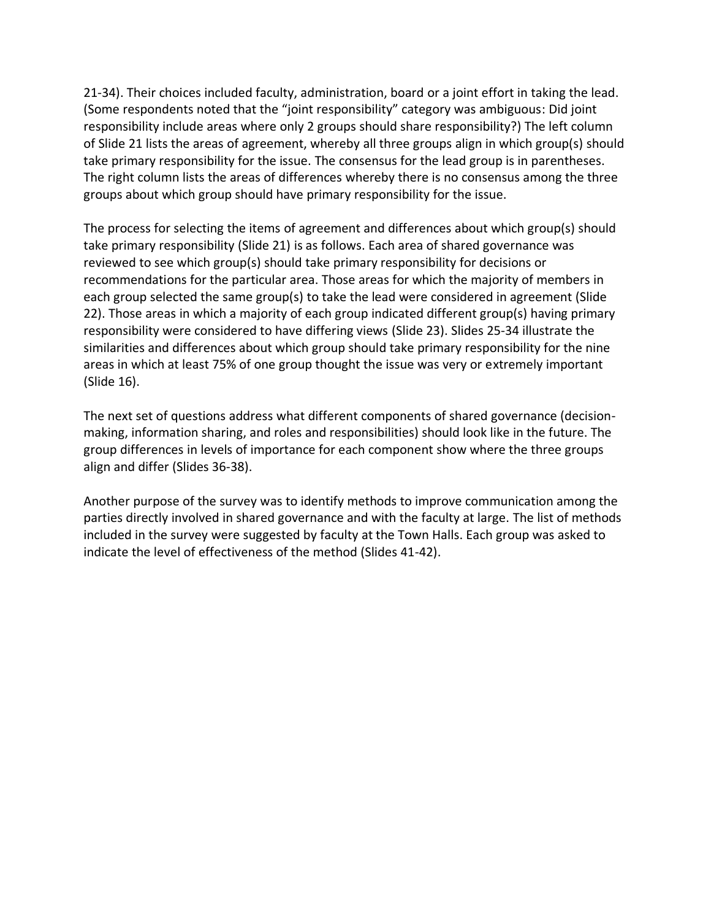21-34). Their choices included faculty, administration, board or a joint effort in taking the lead. (Some respondents noted that the "joint responsibility" category was ambiguous: Did joint responsibility include areas where only 2 groups should share responsibility?) The left column of Slide 21 lists the areas of agreement, whereby all three groups align in which group(s) should take primary responsibility for the issue. The consensus for the lead group is in parentheses. The right column lists the areas of differences whereby there is no consensus among the three groups about which group should have primary responsibility for the issue.

The process for selecting the items of agreement and differences about which group(s) should take primary responsibility (Slide 21) is as follows. Each area of shared governance was reviewed to see which group(s) should take primary responsibility for decisions or recommendations for the particular area. Those areas for which the majority of members in each group selected the same group(s) to take the lead were considered in agreement (Slide 22). Those areas in which a majority of each group indicated different group(s) having primary responsibility were considered to have differing views (Slide 23). Slides 25-34 illustrate the similarities and differences about which group should take primary responsibility for the nine areas in which at least 75% of one group thought the issue was very or extremely important (Slide 16).

The next set of questions address what different components of shared governance (decision-making, information sharing, and roles and responsibilities) should look like in the future. The group differences in levels of importance for each component show where the three groups align and differ (Slides 36-38).

Another purpose of the survey was to identify methods to improve communication among the parties directly involved in shared governance and with the faculty at large. The list of methods included in the survey were suggested by faculty at the Town Halls. Each group was asked to indicate the level of effectiveness of the method (Slides 41-42).